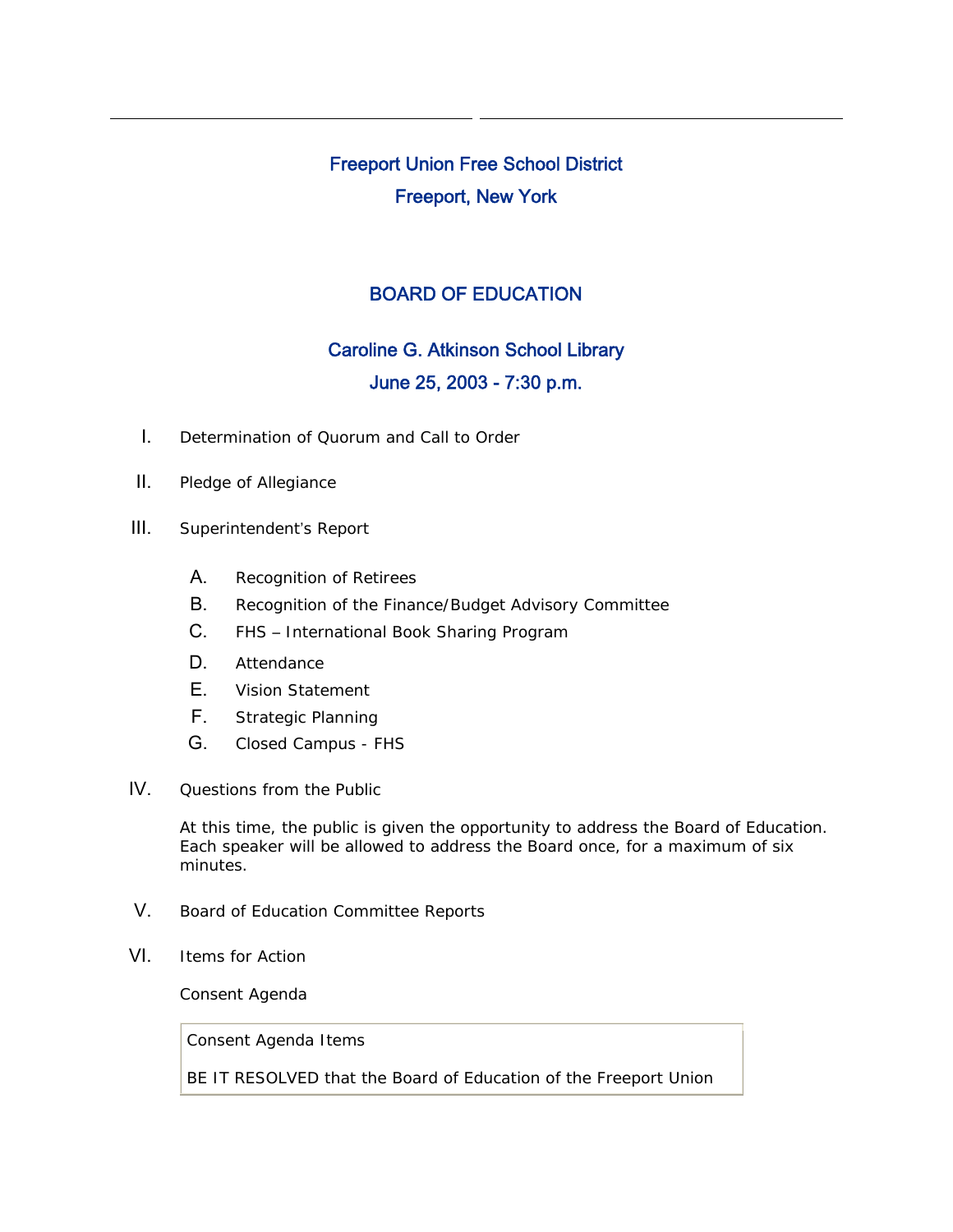# Freeport Union Free School District

## Freeport, New York

## BOARD OF EDUCATION

### Caroline G. Atkinson School Library

### June 25, 2003 - 7:30 p.m.

I. Determination of Quorum and Call to Order

II. Pledge of Allegiance

III. Superintendent's Report

   A. Recognition of Retirees
   
   B. Recognition of the Finance/Budget Advisory Committee
   
   C. FHS – International Book Sharing Program
   
   D. Attendance
   
   E. Vision Statement
   
   F. Strategic Planning
   
   G. Closed Campus - FHS

IV. Questions from the Public

   At this time, the public is given the opportunity to address the Board of Education. Each speaker will be allowed to address the Board once, for a maximum of six minutes.

V. Board of Education Committee Reports

VI. Items for Action

   Consent Agenda

| Consent Agenda Items |
|---|
| BE IT RESOLVED that the Board of Education of the Freeport Union |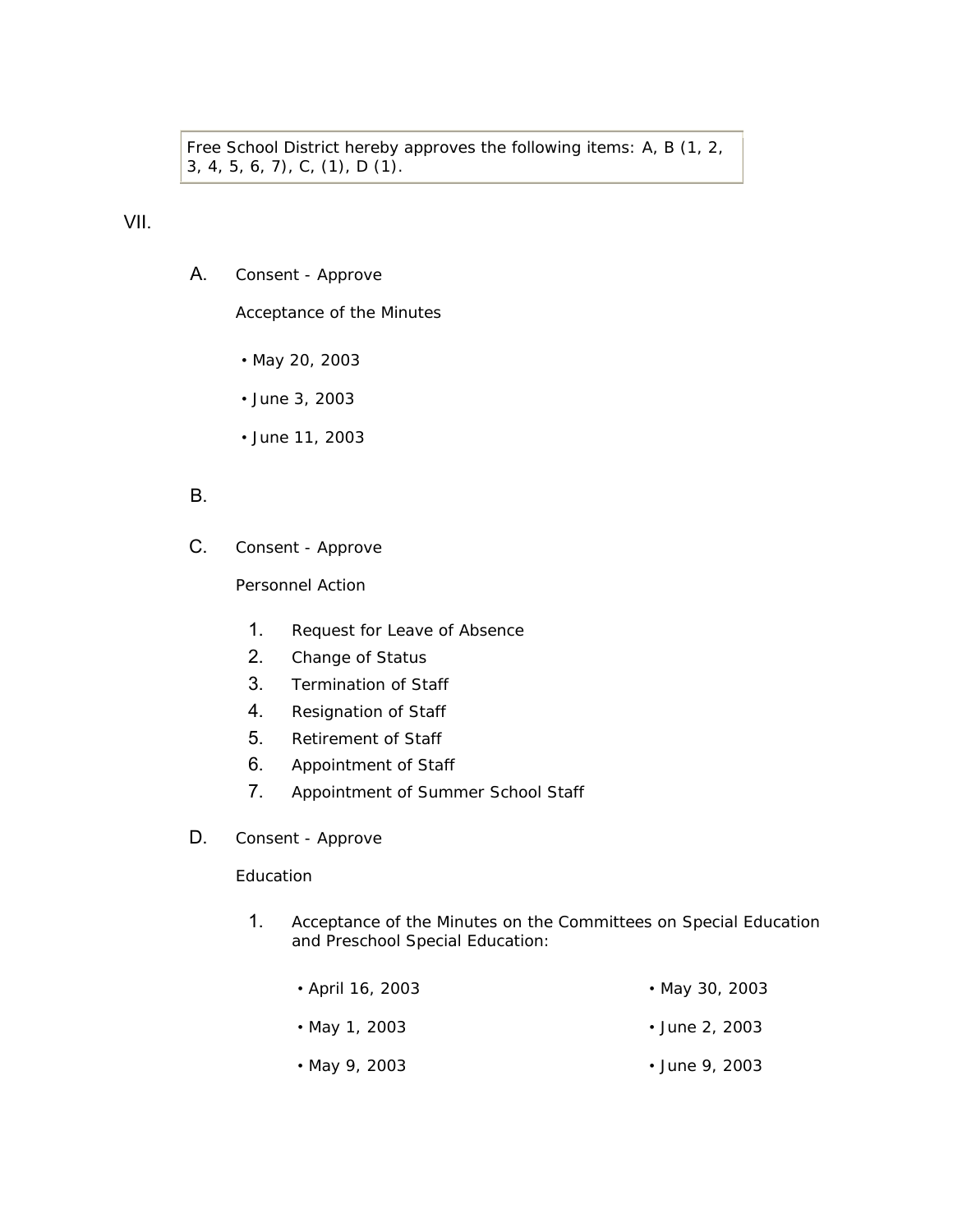Free School District hereby approves the following items: A, B (1, 2, 3, 4, 5, 6, 7), C, (1), D (1).

VII.

A. Consent - Approve

Acceptance of the Minutes

- May 20, 2003
- June 3, 2003
- June 11, 2003

B.

C. Consent - Approve

Personnel Action

1. Request for Leave of Absence
2. Change of Status
3. Termination of Staff
4. Resignation of Staff
5. Retirement of Staff
6. Appointment of Staff
7. Appointment of Summer School Staff

D. Consent - Approve

Education

1. Acceptance of the Minutes on the Committees on Special Education and Preschool Special Education:

- April 16, 2003
- May 1, 2003
- May 9, 2003
- May 30, 2003
- June 2, 2003
- June 9, 2003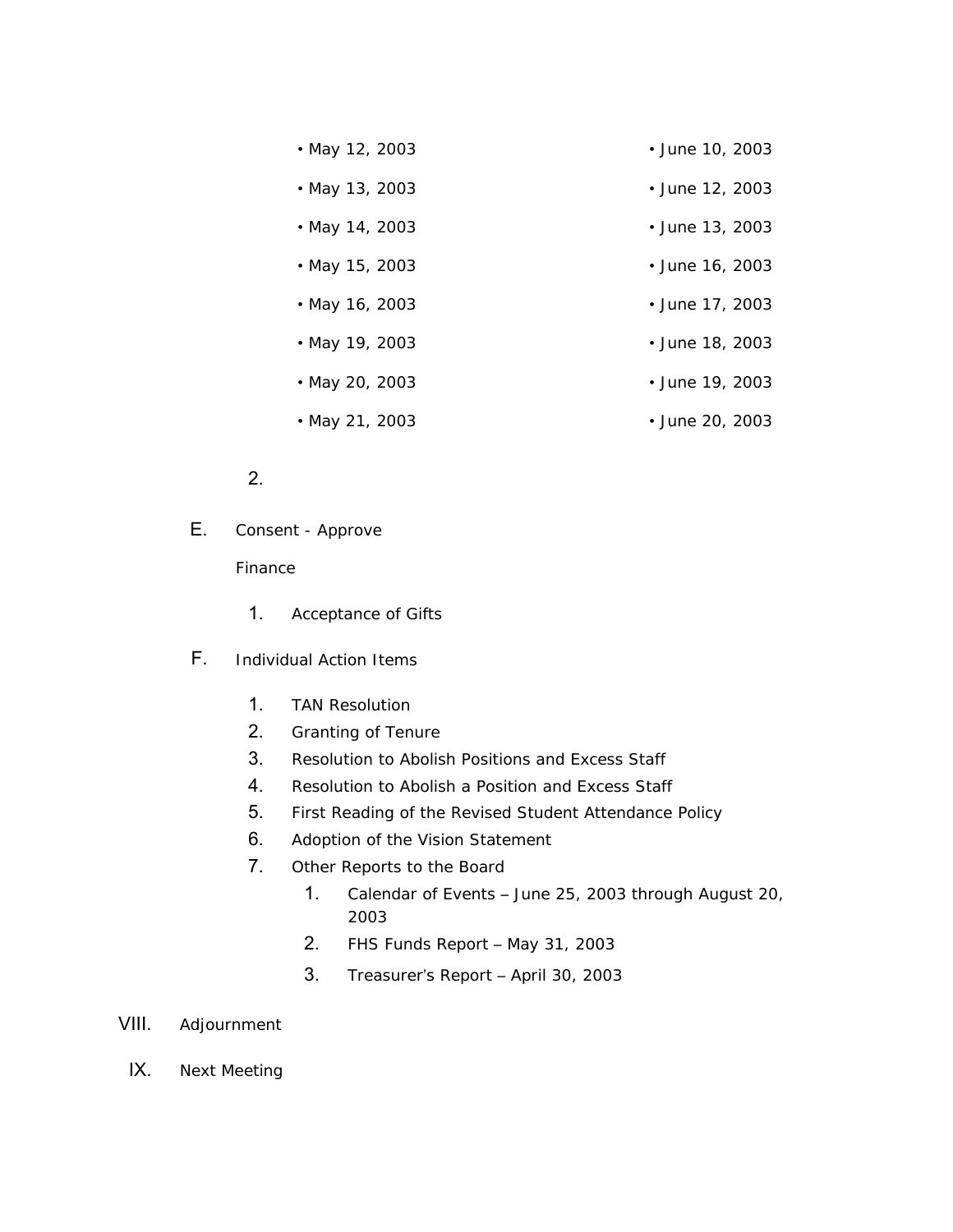- May 12, 2003
- May 13, 2003
- May 14, 2003
- May 15, 2003
- May 16, 2003
- May 19, 2003
- May 20, 2003
- May 21, 2003
- June 10, 2003
- June 12, 2003
- June 13, 2003
- June 16, 2003
- June 17, 2003
- June 18, 2003
- June 19, 2003
- June 20, 2003

2.

E. Consent - Approve

Finance

1. Acceptance of Gifts

F. Individual Action Items

1. TAN Resolution
2. Granting of Tenure
3. Resolution to Abolish Positions and Excess Staff
4. Resolution to Abolish a Position and Excess Staff
5. First Reading of the Revised Student Attendance Policy
6. Adoption of the Vision Statement
7. Other Reports to the Board
    1. Calendar of Events – June 25, 2003 through August 20, 2003
    2. FHS Funds Report – May 31, 2003
    3. Treasurer's Report – April 30, 2003

VIII. Adjournment

IX. Next Meeting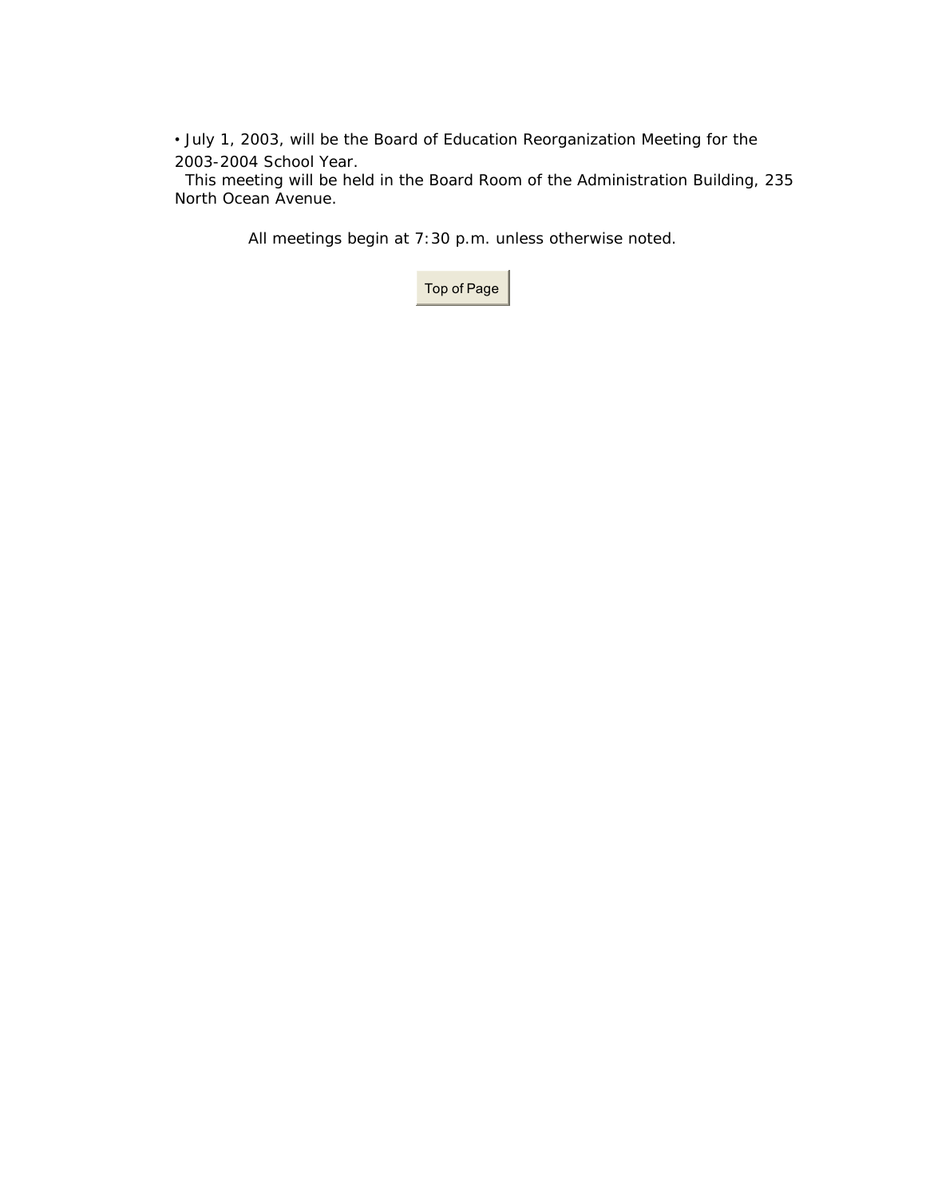• July 1, 2003, will be the Board of Education Reorganization Meeting for the 2003-2004 School Year.
This meeting will be held in the Board Room of the Administration Building, 235 North Ocean Avenue.

All meetings begin at 7:30 p.m. unless otherwise noted.

Top of Page